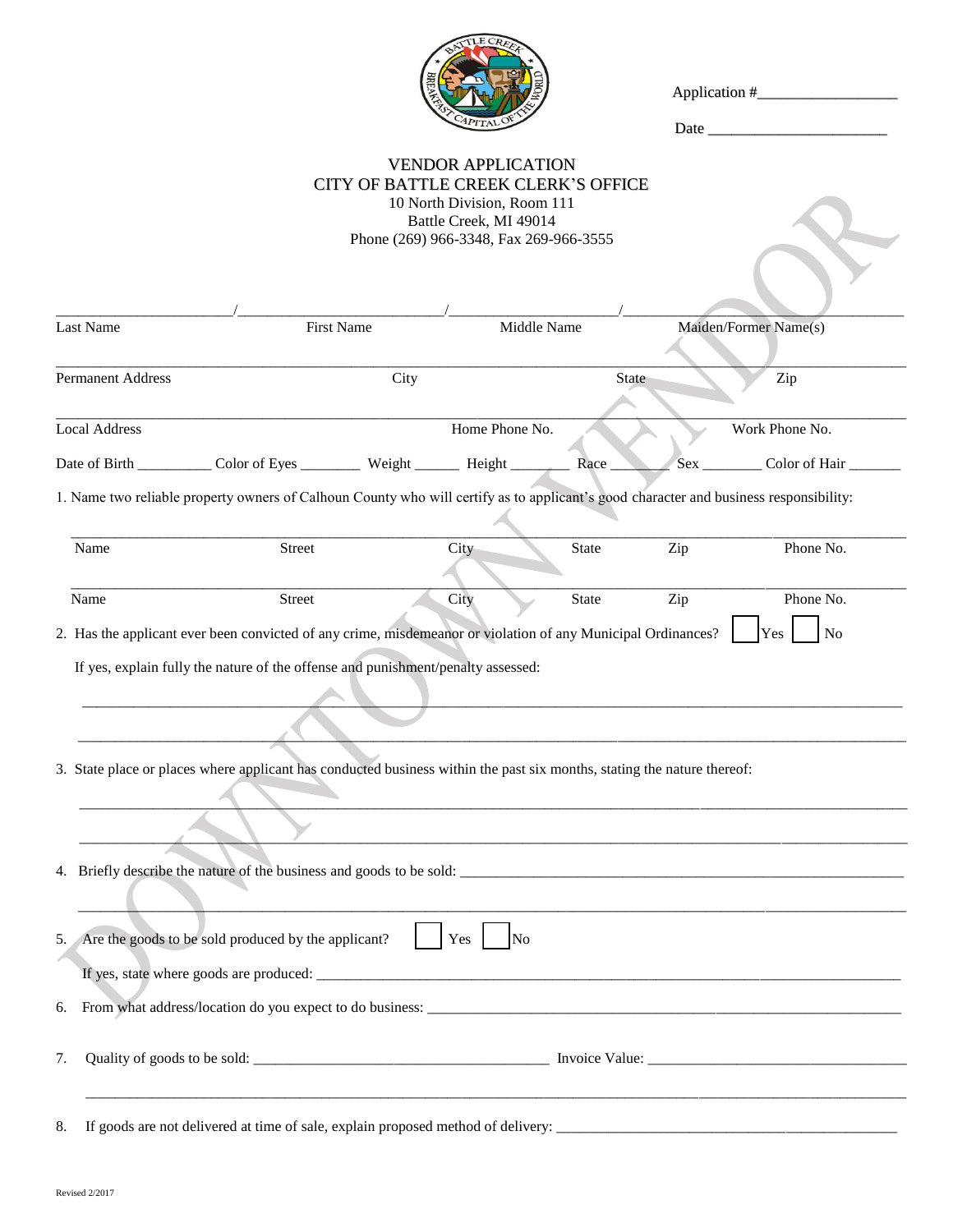Application #_________________

Date ______________________

# VENDOR APPLICATION
## CITY OF BATTLE CREEK CLERK'S OFFICE

10 North Division, Room 111
Battle Creek, MI 49014
Phone (269) 966-3348, Fax 269-966-3555

______________________/__________________________/____________________/______________________________

Last Name / First Name / Middle Name / Maiden/Former Name(s)

___________________________________________________________________________________________

Permanent Address | City | State | Zip

___________________________________________________________________________________________

Local Address | Home Phone No. | Work Phone No.

Date of Birth _________ Color of Eyes ________ Weight ______ Height ________ Race ________ Sex ________ Color of Hair _______

1. Name two reliable property owners of Calhoun County who will certify as to applicant's good character and business responsibility:

___________________________________________________________________________________________

Name | Street | City | State | Zip | Phone No.

___________________________________________________________________________________________

Name | Street | City | State | Zip | Phone No.

2. Has the applicant ever been convicted of any crime, misdemeanor or violation of any Municipal Ordinances? ☐ Yes ☐ No

   If yes, explain fully the nature of the offense and punishment/penalty assessed:

   ___________________________________________________________________________________________

   ___________________________________________________________________________________________

3. State place or places where applicant has conducted business within the past six months, stating the nature thereof:

   ___________________________________________________________________________________________

   ___________________________________________________________________________________________

4. Briefly describe the nature of the business and goods to be sold: ______________________________________________

   ___________________________________________________________________________________________

5. Are the goods to be sold produced by the applicant? ☐ Yes ☐ No

   If yes, state where goods are produced: ________________________________________________________________

6. From what address/location do you expect to do business: _____________________________________________________

7. Quality of goods to be sold: _______________________________________ Invoice Value: __________________________________

   ___________________________________________________________________________________________

8. If goods are not delivered at time of sale, explain proposed method of delivery: _______________________________________

Revised 2/2017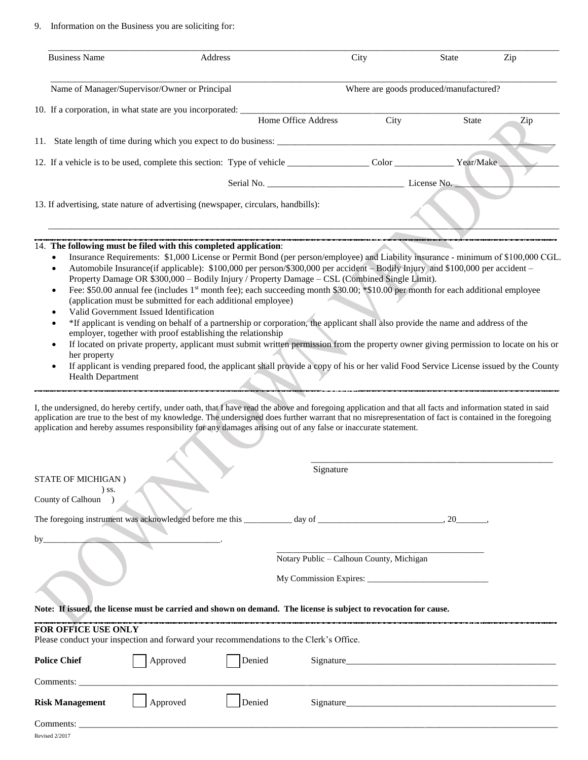9. Information on the Business you are soliciting for:

___________________________________________________________________________________________

Business Name Address City State Zip

___________________________________________________________________________________________

Name of Manager/Supervisor/Owner or Principal Where are goods produced/manufactured?

10. If a corporation, in what state are you incorporated: ___________________________________________

Home Office Address City State Zip

11. State length of time during which you expect to do business: ___________________________________

12. If a vehicle is to be used, complete this section: Type of vehicle _________________ Color ____________ Year/Make ____________

Serial No. ______________________________ License No. ______________________

13. If advertising, state nature of advertising (newspaper, circulars, handbills):

___________________________________________________________________________________________

14. **The following must be filed with this completed application**:

- Insurance Requirements: $1,000 License or Permit Bond (per person/employee) and Liability insurance - minimum of $100,000 CGL.
- Automobile Insurance(if applicable): $100,000 per person/$300,000 per accident – Bodily Injury and $100,000 per accident – Property Damage OR $300,000 – Bodily Injury / Property Damage – CSL (Combined Single Limit).
- Fee: $50.00 annual fee (includes 1st month fee); each succeeding month $30.00; *$10.00 per month for each additional employee (application must be submitted for each additional employee)
- Valid Government Issued Identification
- *If applicant is vending on behalf of a partnership or corporation, the applicant shall also provide the name and address of the employer, together with proof establishing the relationship
- If located on private property, applicant must submit written permission from the property owner giving permission to locate on his or her property
- If applicant is vending prepared food, the applicant shall provide a copy of his or her valid Food Service License issued by the County Health Department

I, the undersigned, do hereby certify, under oath, that I have read the above and foregoing application and that all facts and information stated in said application are true to the best of my knowledge. The undersigned does further warrant that no misrepresentation of fact is contained in the foregoing application and hereby assumes responsibility for any damages arising out of any false or inaccurate statement.

_______________________________________________

Signature

STATE OF MICHIGAN )
) ss.
County of Calhoun )

The foregoing instrument was acknowledged before me this __________ day of ___________________________, 20_______,

by_______________________________________.

_______________________________________________

Notary Public – Calhoun County, Michigan

My Commission Expires: ___________________________

**Note: If issued, the license must be carried and shown on demand. The license is subject to revocation for cause.**

**FOR OFFICE USE ONLY**

Please conduct your inspection and forward your recommendations to the Clerk's Office.

**Police Chief** ☐ Approved ☐ Denied Signature_______________________________________________

Comments: ___________________________________________________________________________________

**Risk Management** ☐ Approved ☐ Denied Signature_______________________________________________

Comments: ___________________________________________________________________________________

Revised 2/2017